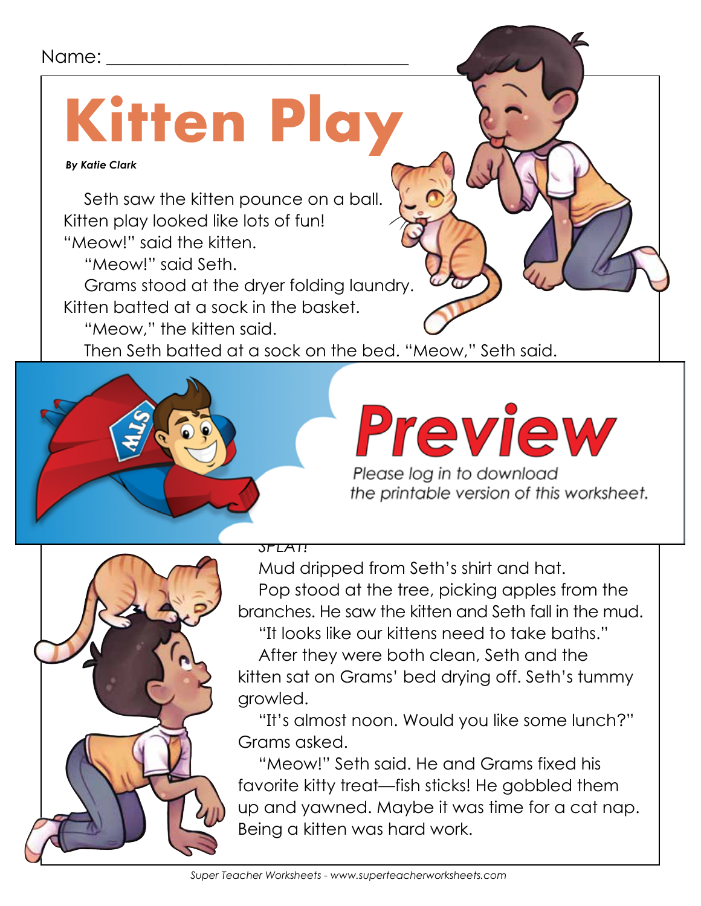Name: ___________________________________

# Kitten Play

***By Katie Clark***

Seth saw the kitten pounce on a ball. Kitten play looked like lots of fun!

"Meow!" said the kitten.

"Meow!" said Seth.

Grams stood at the dryer folding laundry. Kitten batted at a sock in the basket.

"Meow," the kitten said.

Then Seth batted at a sock on the bed. "Meow," Seth said.

# Preview

*Please log in to download the printable version of this worksheet.*

*SPLAT!*

Mud dripped from Seth's shirt and hat.

Pop stood at the tree, picking apples from the branches. He saw the kitten and Seth fall in the mud.

"It looks like our kittens need to take baths."

After they were both clean, Seth and the kitten sat on Grams' bed drying off. Seth's tummy growled.

"It's almost noon. Would you like some lunch?" Grams asked.

"Meow!" Seth said. He and Grams fixed his favorite kitty treat—fish sticks! He gobbled them up and yawned. Maybe it was time for a cat nap. Being a kitten was hard work.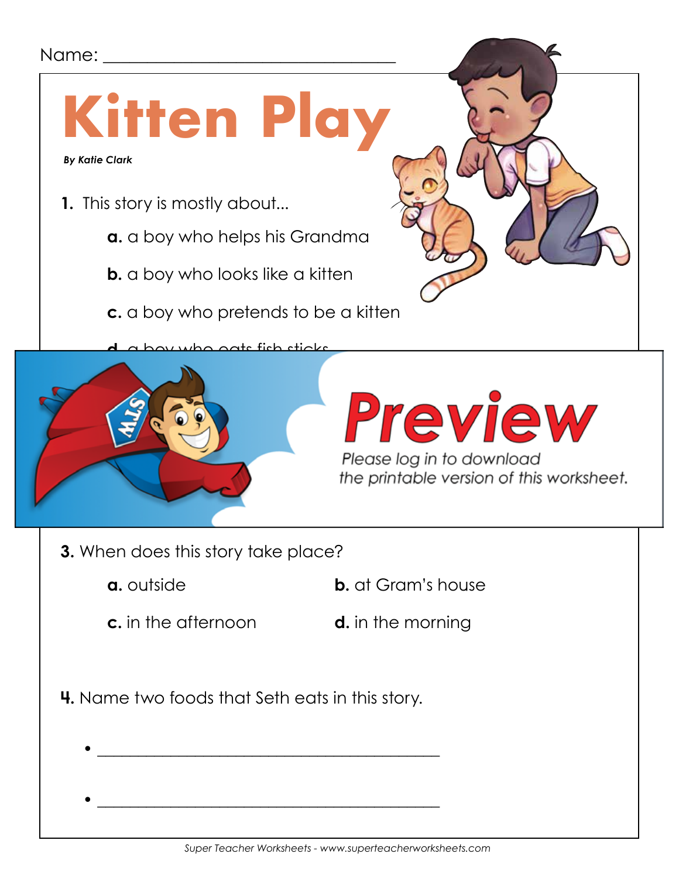Name: ___________________________________

# Kitten Play

***By Katie Clark***

**1.** This story is mostly about...

**a.** a boy who helps his Grandma

**b.** a boy who looks like a kitten

**c.** a boy who pretends to be a kitten

**d.** a boy who eats fish sticks

**Preview**

*Please log in to download the printable version of this worksheet.*

**3.** When does this story take place?

**a.** outside

**b.** at Gram's house

**c.** in the afternoon

**d.** in the morning

**4.** Name two foods that Seth eats in this story.

- ___________________________________________
- ___________________________________________

*Super Teacher Worksheets - www.superteacherworksheets.com*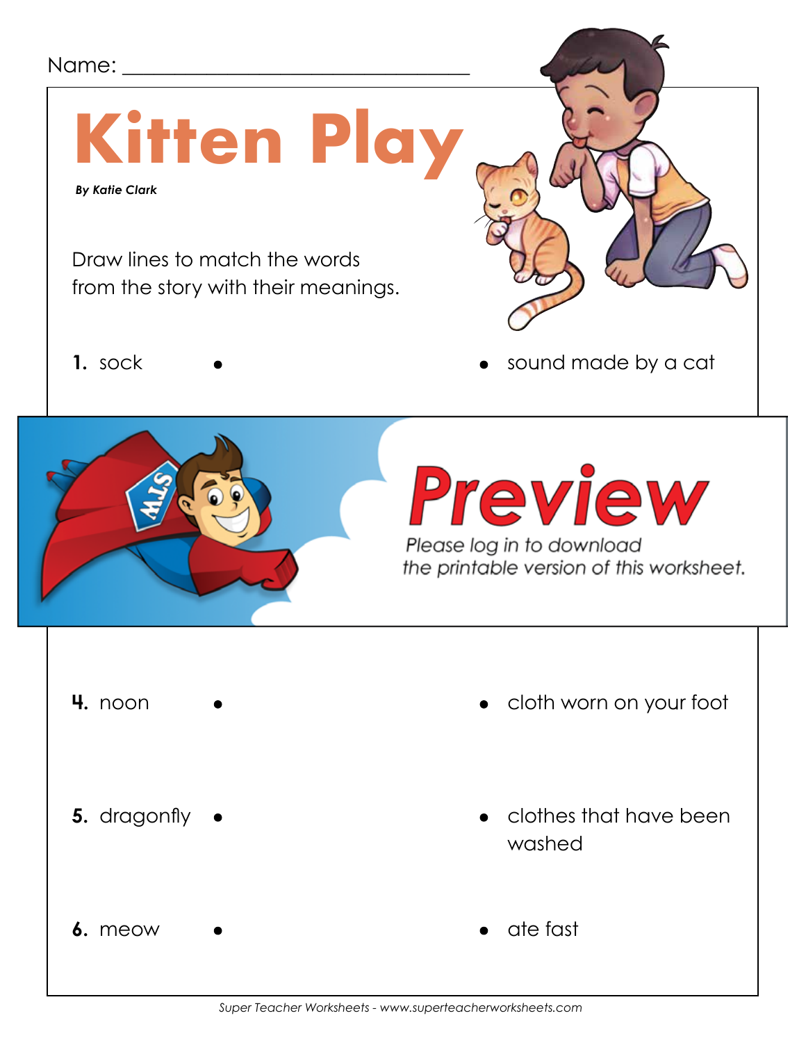Name: ________________________________

# Kitten Play

***By Katie Clark***

Draw lines to match the words from the story with their meanings.

| | |
|---|---|
| **1.** sock • | • sound made by a cat |
| **4.** noon • | • cloth worn on your foot |
| **5.** dragonfly • | • clothes that have been washed |
| **6.** meow • | • ate fast |

Preview

Please log in to download the printable version of this worksheet.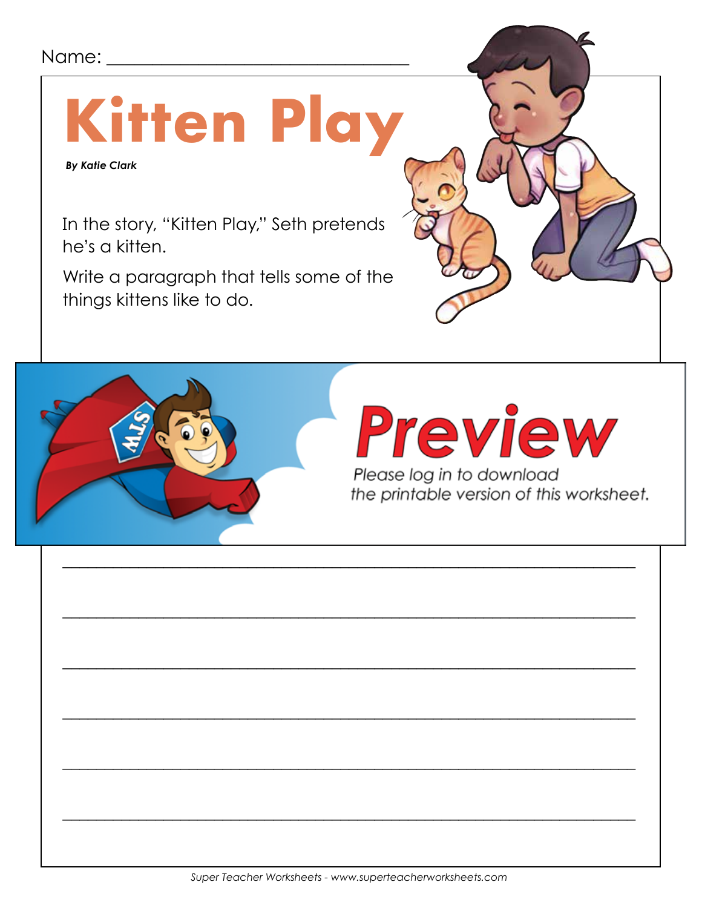Name: ________________________________

# Kitten Play

***By Katie Clark***

In the story, "Kitten Play," Seth pretends he's a kitten.

Write a paragraph that tells some of the things kittens like to do.

**Preview**

*Please log in to download the printable version of this worksheet.*

_______________________________________________________________

_______________________________________________________________

_______________________________________________________________

_______________________________________________________________

_______________________________________________________________

_______________________________________________________________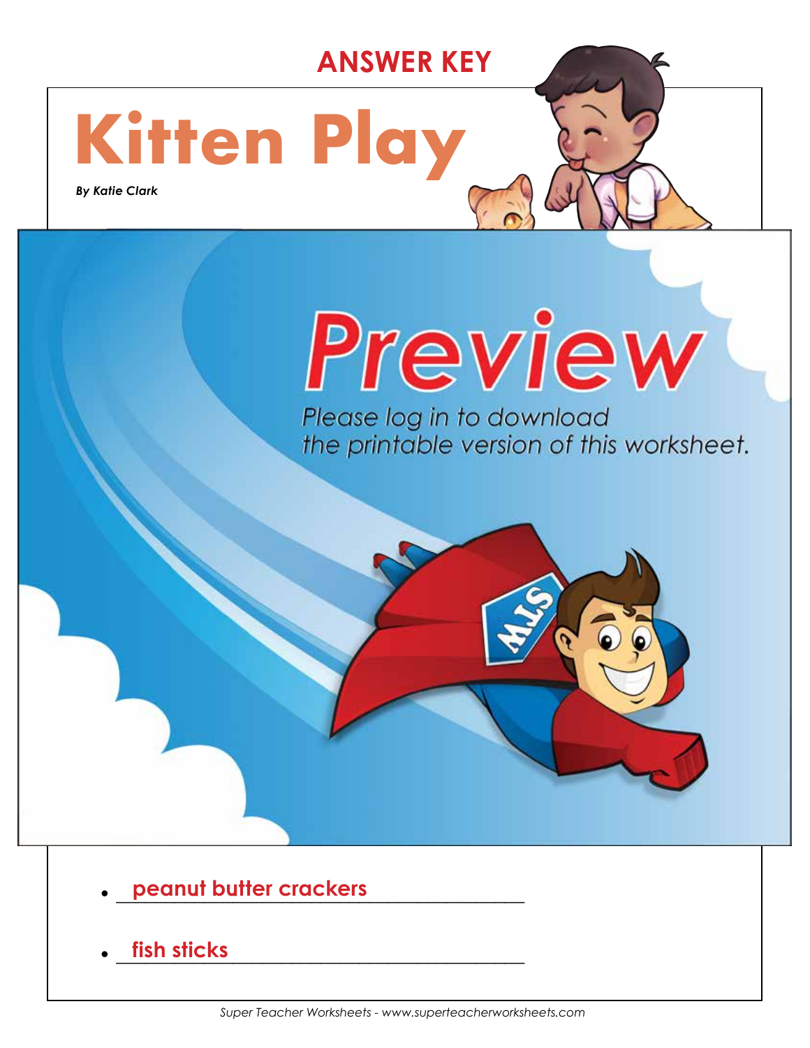**ANSWER KEY**

# Kitten Play

***By Katie Clark***

- peanut butter crackers
- fish sticks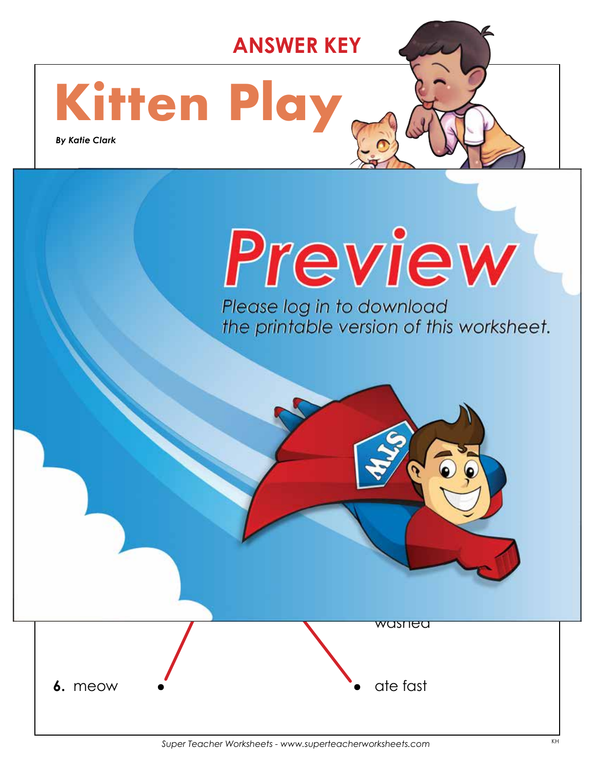**ANSWER KEY**

# Kitten Play

***By Katie Clark***

washed

**6.** meow ate fast